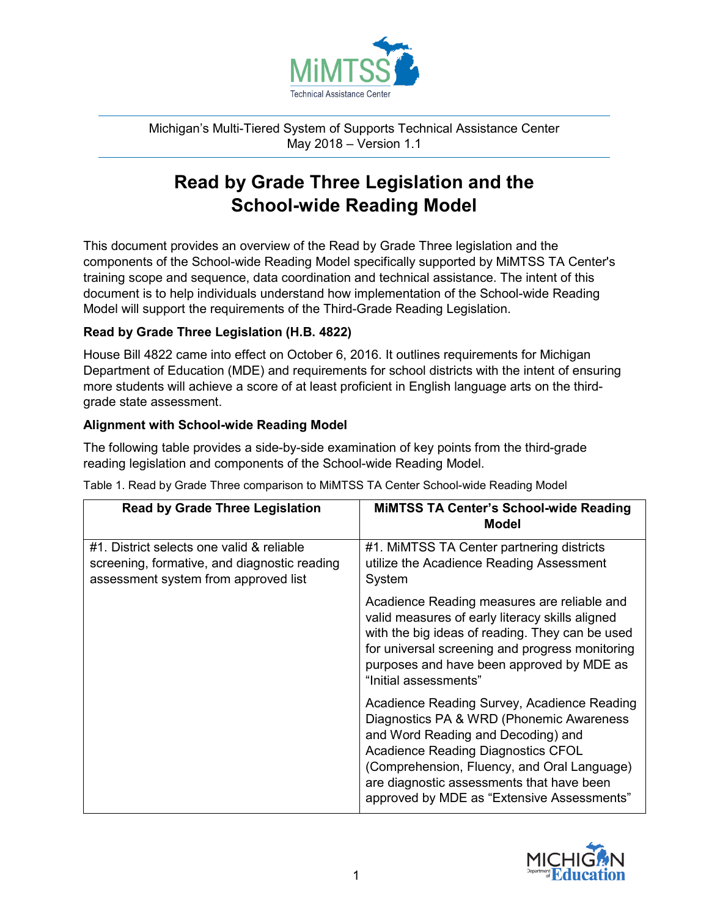MiMTSS Technical Assistance Center

Michigan's Multi-Tiered System of Supports Technical Assistance Center
May 2018 – Version 1.1

# Read by Grade Three Legislation and the School-wide Reading Model

This document provides an overview of the Read by Grade Three legislation and the components of the School-wide Reading Model specifically supported by MiMTSS TA Center's training scope and sequence, data coordination and technical assistance. The intent of this document is to help individuals understand how implementation of the School-wide Reading Model will support the requirements of the Third-Grade Reading Legislation.

### Read by Grade Three Legislation (H.B. 4822)

House Bill 4822 came into effect on October 6, 2016. It outlines requirements for Michigan Department of Education (MDE) and requirements for school districts with the intent of ensuring more students will achieve a score of at least proficient in English language arts on the third-grade state assessment.

### Alignment with School-wide Reading Model

The following table provides a side-by-side examination of key points from the third-grade reading legislation and components of the School-wide Reading Model.

Table 1. Read by Grade Three comparison to MiMTSS TA Center School-wide Reading Model

| Read by Grade Three Legislation | MiMTSS TA Center's School-wide Reading Model |
|---|---|
| #1. District selects one valid & reliable screening, formative, and diagnostic reading assessment system from approved list | #1. MiMTSS TA Center partnering districts utilize the Acadience Reading Assessment System<br><br>Acadience Reading measures are reliable and valid measures of early literacy skills aligned with the big ideas of reading. They can be used for universal screening and progress monitoring purposes and have been approved by MDE as "Initial assessments"<br><br>Acadience Reading Survey, Acadience Reading Diagnostics PA & WRD (Phonemic Awareness and Word Reading and Decoding) and Acadience Reading Diagnostics CFOL (Comprehension, Fluency, and Oral Language) are diagnostic assessments that have been approved by MDE as "Extensive Assessments" |

Michigan Department of Education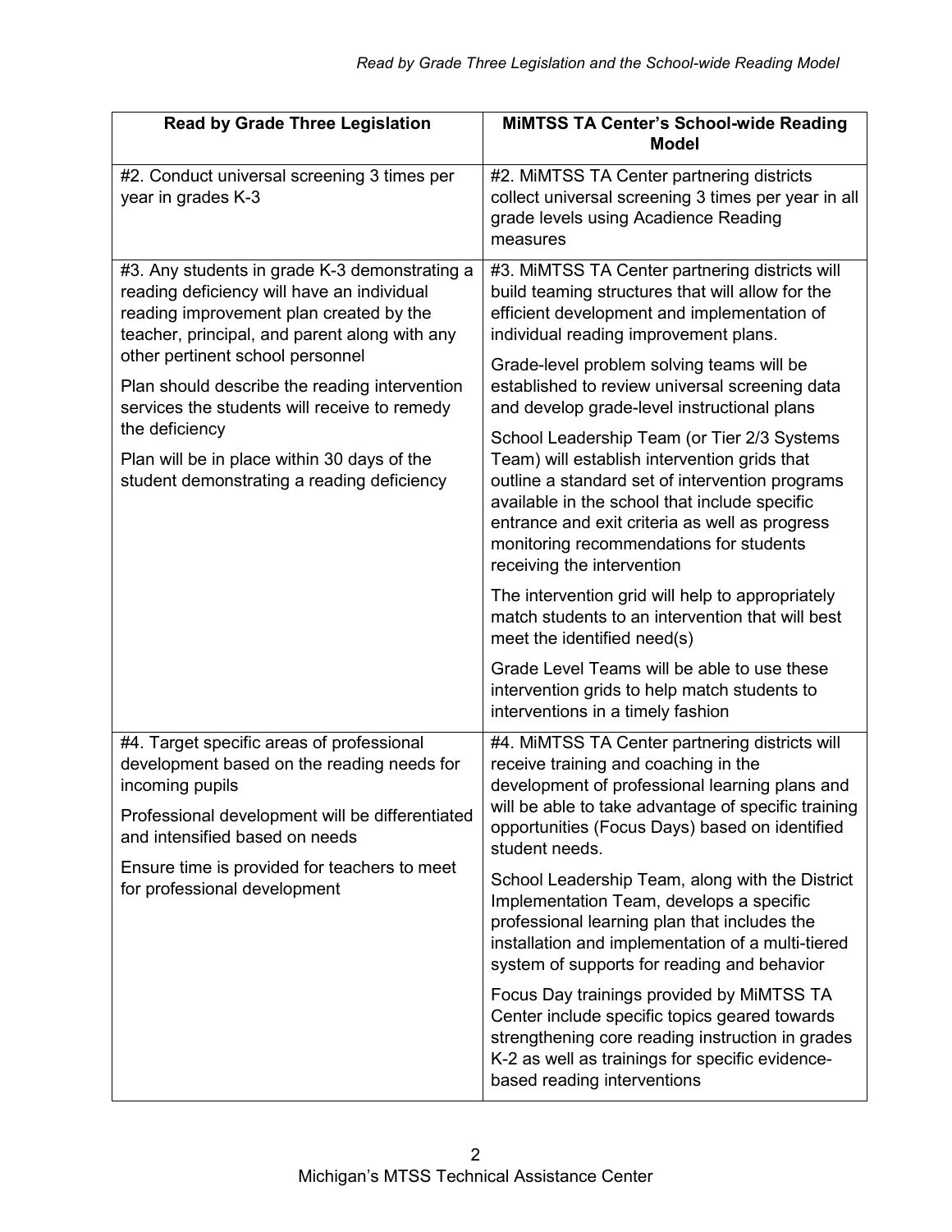| Read by Grade Three Legislation | MiMTSS TA Center's School-wide Reading Model |
|---|---|
| #2. Conduct universal screening 3 times per year in grades K-3 | #2. MiMTSS TA Center partnering districts collect universal screening 3 times per year in all grade levels using Acadience Reading measures |
| #3. Any students in grade K-3 demonstrating a reading deficiency will have an individual reading improvement plan created by the teacher, principal, and parent along with any other pertinent school personnel<br><br>Plan should describe the reading intervention services the students will receive to remedy the deficiency<br><br>Plan will be in place within 30 days of the student demonstrating a reading deficiency | #3. MiMTSS TA Center partnering districts will build teaming structures that will allow for the efficient development and implementation of individual reading improvement plans.<br><br>Grade-level problem solving teams will be established to review universal screening data and develop grade-level instructional plans<br><br>School Leadership Team (or Tier 2/3 Systems Team) will establish intervention grids that outline a standard set of intervention programs available in the school that include specific entrance and exit criteria as well as progress monitoring recommendations for students receiving the intervention<br><br>The intervention grid will help to appropriately match students to an intervention that will best meet the identified need(s)<br><br>Grade Level Teams will be able to use these intervention grids to help match students to interventions in a timely fashion |
| #4. Target specific areas of professional development based on the reading needs for incoming pupils<br><br>Professional development will be differentiated and intensified based on needs<br><br>Ensure time is provided for teachers to meet for professional development | #4. MiMTSS TA Center partnering districts will receive training and coaching in the development of professional learning plans and will be able to take advantage of specific training opportunities (Focus Days) based on identified student needs.<br><br>School Leadership Team, along with the District Implementation Team, develops a specific professional learning plan that includes the installation and implementation of a multi-tiered system of supports for reading and behavior<br><br>Focus Day trainings provided by MiMTSS TA Center include specific topics geared towards strengthening core reading instruction in grades K-2 as well as trainings for specific evidence-based reading interventions |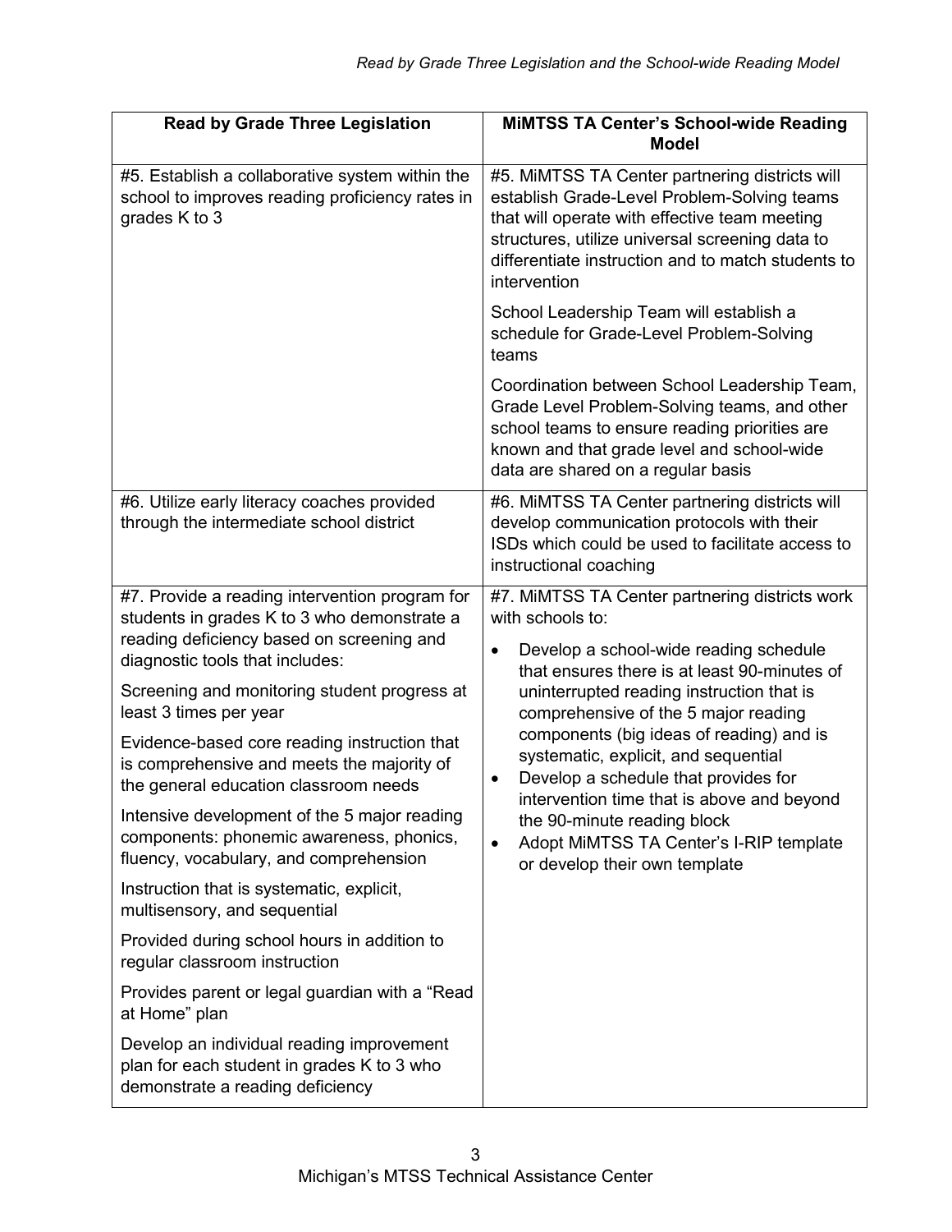| Read by Grade Three Legislation | MiMTSS TA Center's School-wide Reading Model |
|---|---|
| #5. Establish a collaborative system within the school to improves reading proficiency rates in grades K to 3 | #5. MiMTSS TA Center partnering districts will establish Grade-Level Problem-Solving teams that will operate with effective team meeting structures, utilize universal screening data to differentiate instruction and to match students to intervention<br><br>School Leadership Team will establish a schedule for Grade-Level Problem-Solving teams<br><br>Coordination between School Leadership Team, Grade Level Problem-Solving teams, and other school teams to ensure reading priorities are known and that grade level and school-wide data are shared on a regular basis |
| #6. Utilize early literacy coaches provided through the intermediate school district | #6. MiMTSS TA Center partnering districts will develop communication protocols with their ISDs which could be used to facilitate access to instructional coaching |
| #7. Provide a reading intervention program for students in grades K to 3 who demonstrate a reading deficiency based on screening and diagnostic tools that includes:<br><br>Screening and monitoring student progress at least 3 times per year<br><br>Evidence-based core reading instruction that is comprehensive and meets the majority of the general education classroom needs<br><br>Intensive development of the 5 major reading components: phonemic awareness, phonics, fluency, vocabulary, and comprehension<br><br>Instruction that is systematic, explicit, multisensory, and sequential<br><br>Provided during school hours in addition to regular classroom instruction<br><br>Provides parent or legal guardian with a "Read at Home" plan<br><br>Develop an individual reading improvement plan for each student in grades K to 3 who demonstrate a reading deficiency | #7. MiMTSS TA Center partnering districts work with schools to:<br><br>• Develop a school-wide reading schedule that ensures there is at least 90-minutes of uninterrupted reading instruction that is comprehensive of the 5 major reading components (big ideas of reading) and is systematic, explicit, and sequential<br>• Develop a schedule that provides for intervention time that is above and beyond the 90-minute reading block<br>• Adopt MiMTSS TA Center's I-RIP template or develop their own template |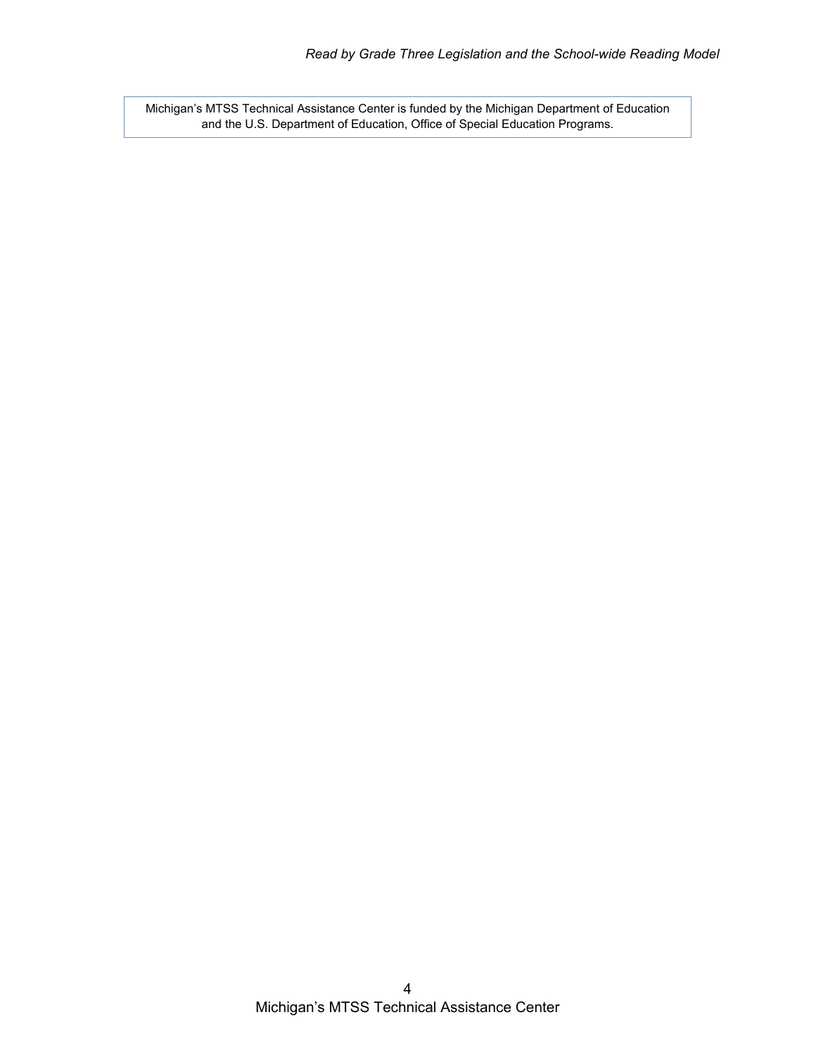Michigan's MTSS Technical Assistance Center is funded by the Michigan Department of Education and the U.S. Department of Education, Office of Special Education Programs.